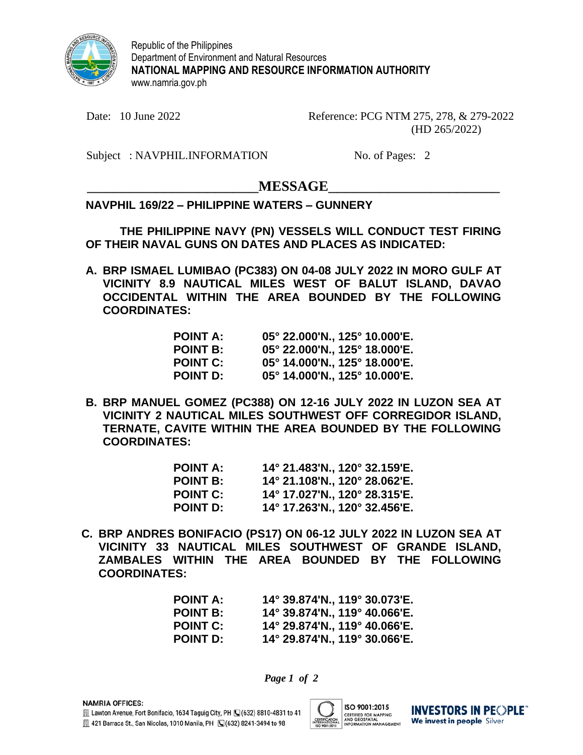Republic of the Philippines
Department of Environment and Natural Resources
**NATIONAL MAPPING AND RESOURCE INFORMATION AUTHORITY**
www.namria.gov.ph

Date: 10 June 2022

Reference: PCG NTM 275, 278, & 279-2022 (HD 265/2022)

Subject : NAVPHIL.INFORMATION

No. of Pages: 2

## MESSAGE

**NAVPHIL 169/22 – PHILIPPINE WATERS – GUNNERY**

**THE PHILIPPINE NAVY (PN) VESSELS WILL CONDUCT TEST FIRING OF THEIR NAVAL GUNS ON DATES AND PLACES AS INDICATED:**

**A. BRP ISMAEL LUMIBAO (PC383) ON 04-08 JULY 2022 IN MORO GULF AT VICINITY 8.9 NAUTICAL MILES WEST OF BALUT ISLAND, DAVAO OCCIDENTAL WITHIN THE AREA BOUNDED BY THE FOLLOWING COORDINATES:**

| | |
|---|---|
| **POINT A:** | **05° 22.000'N., 125° 10.000'E.** |
| **POINT B:** | **05° 22.000'N., 125° 18.000'E.** |
| **POINT C:** | **05° 14.000'N., 125° 18.000'E.** |
| **POINT D:** | **05° 14.000'N., 125° 10.000'E.** |

**B. BRP MANUEL GOMEZ (PC388) ON 12-16 JULY 2022 IN LUZON SEA AT VICINITY 2 NAUTICAL MILES SOUTHWEST OFF CORREGIDOR ISLAND, TERNATE, CAVITE WITHIN THE AREA BOUNDED BY THE FOLLOWING COORDINATES:**

| | |
|---|---|
| **POINT A:** | **14° 21.483'N., 120° 32.159'E.** |
| **POINT B:** | **14° 21.108'N., 120° 28.062'E.** |
| **POINT C:** | **14° 17.027'N., 120° 28.315'E.** |
| **POINT D:** | **14° 17.263'N., 120° 32.456'E.** |

**C. BRP ANDRES BONIFACIO (PS17) ON 06-12 JULY 2022 IN LUZON SEA AT VICINITY 33 NAUTICAL MILES SOUTHWEST OF GRANDE ISLAND, ZAMBALES WITHIN THE AREA BOUNDED BY THE FOLLOWING COORDINATES:**

| | |
|---|---|
| **POINT A:** | **14° 39.874'N., 119° 30.073'E.** |
| **POINT B:** | **14° 39.874'N., 119° 40.066'E.** |
| **POINT C:** | **14° 29.874'N., 119° 40.066'E.** |
| **POINT D:** | **14° 29.874'N., 119° 30.066'E.** |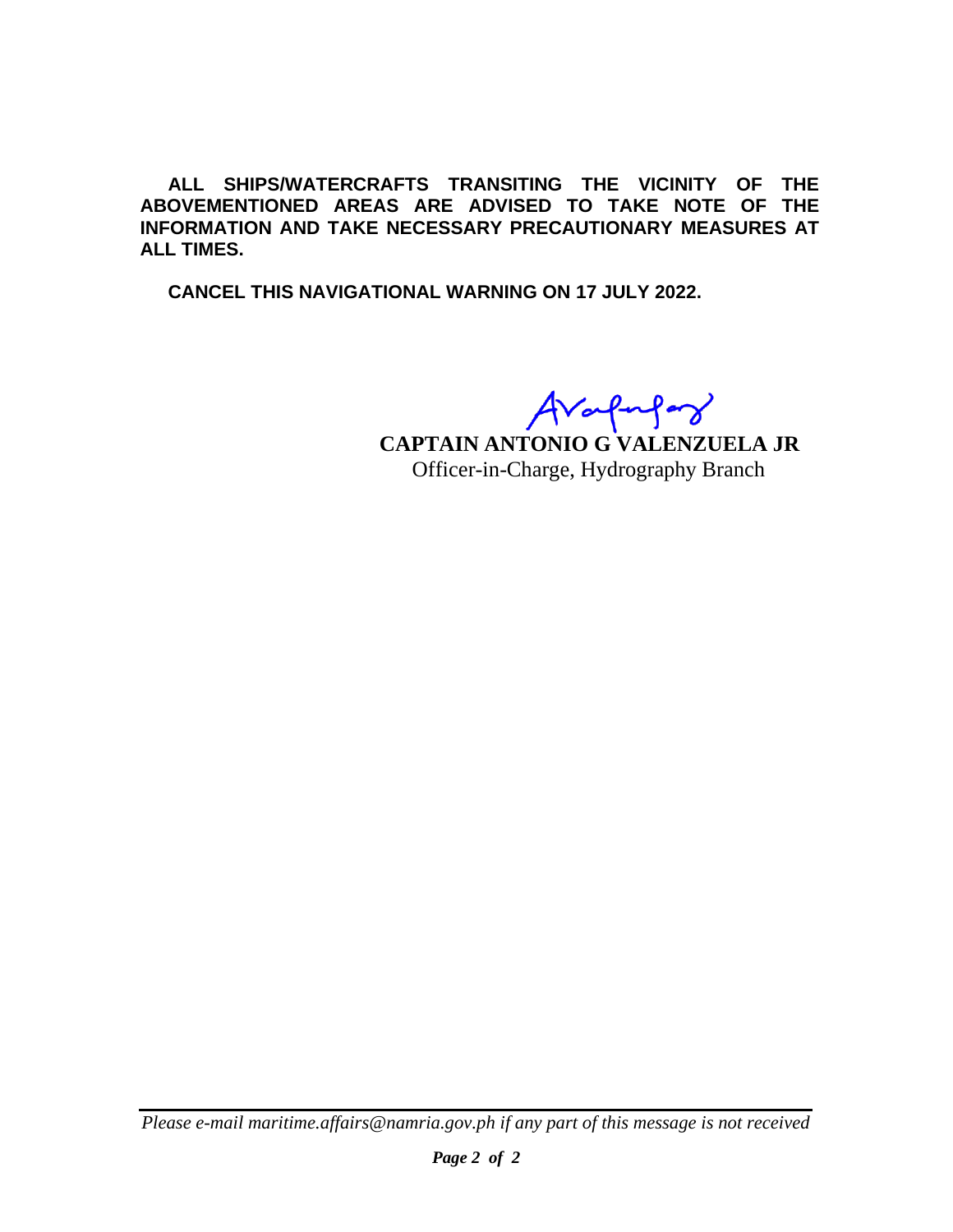**ALL SHIPS/WATERCRAFTS TRANSITING THE VICINITY OF THE ABOVEMENTIONED AREAS ARE ADVISED TO TAKE NOTE OF THE INFORMATION AND TAKE NECESSARY PRECAUTIONARY MEASURES AT ALL TIMES.**

**CANCEL THIS NAVIGATIONAL WARNING ON 17 JULY 2022.**

**CAPTAIN ANTONIO G VALENZUELA JR**
Officer-in-Charge, Hydrography Branch

*Please e-mail maritime.affairs@namria.gov.ph if any part of this message is not received*